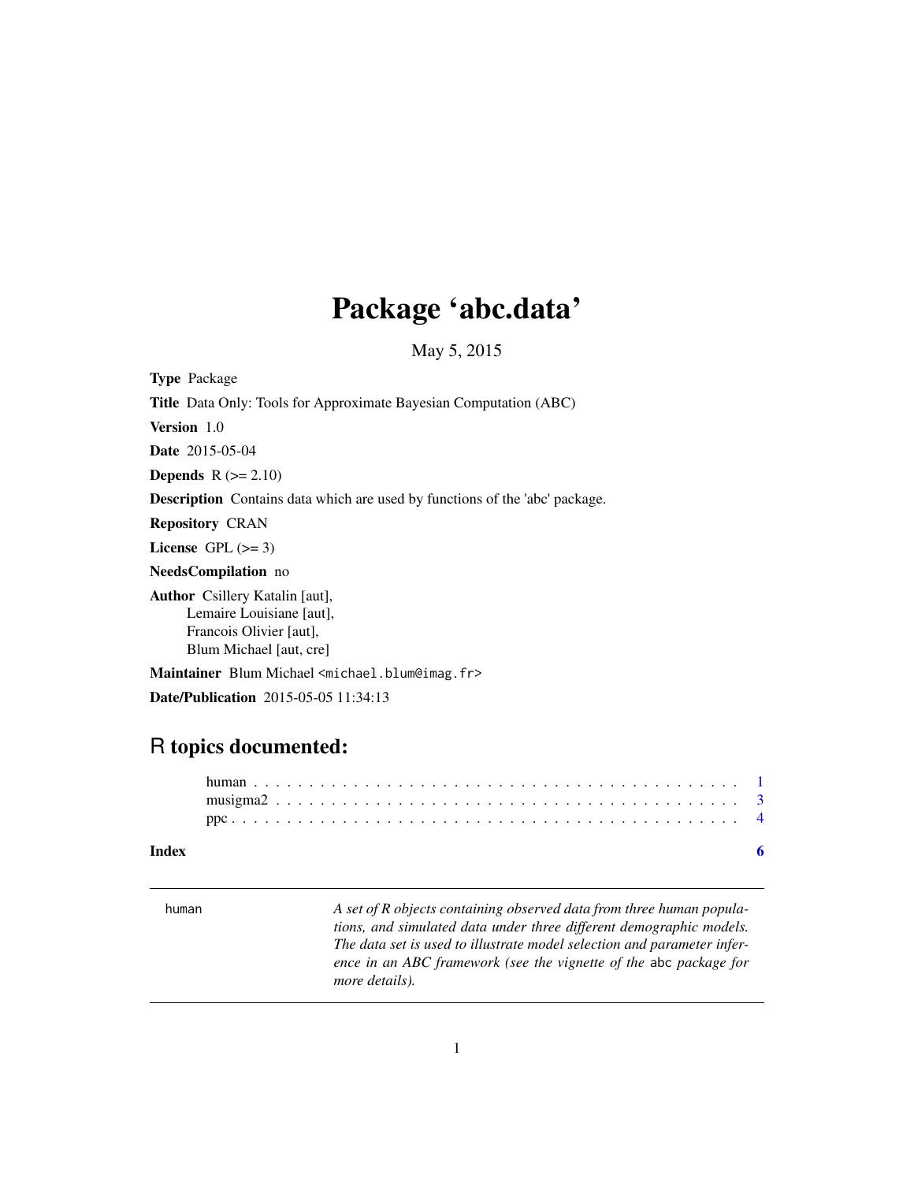# Package 'abc.data'

May 5, 2015

**Type** Package

**Title** Data Only: Tools for Approximate Bayesian Computation (ABC)

**Version** 1.0

**Date** 2015-05-04

**Depends** R (>= 2.10)

**Description** Contains data which are used by functions of the 'abc' package.

**Repository** CRAN

**License** GPL (>= 3)

**NeedsCompilation** no

**Author** Csillery Katalin [aut],
Lemaire Louisiane [aut],
Francois Olivier [aut],
Blum Michael [aut, cre]

**Maintainer** Blum Michael <michael.blum@imag.fr>

**Date/Publication** 2015-05-05 11:34:13

## R topics documented:

human . . . . . . . . . . . . . . . . . . . . . . . . . . . . . . . . . . . . . . . . . . . 1
musigma2 . . . . . . . . . . . . . . . . . . . . . . . . . . . . . . . . . . . . . . . . . 3
ppc . . . . . . . . . . . . . . . . . . . . . . . . . . . . . . . . . . . . . . . . . . . . . 4

**Index** **6**

---

human    *A set of R objects containing observed data from three human populations, and simulated data under three different demographic models. The data set is used to illustrate model selection and parameter inference in an ABC framework (see the vignette of the* abc *package for more details).*

---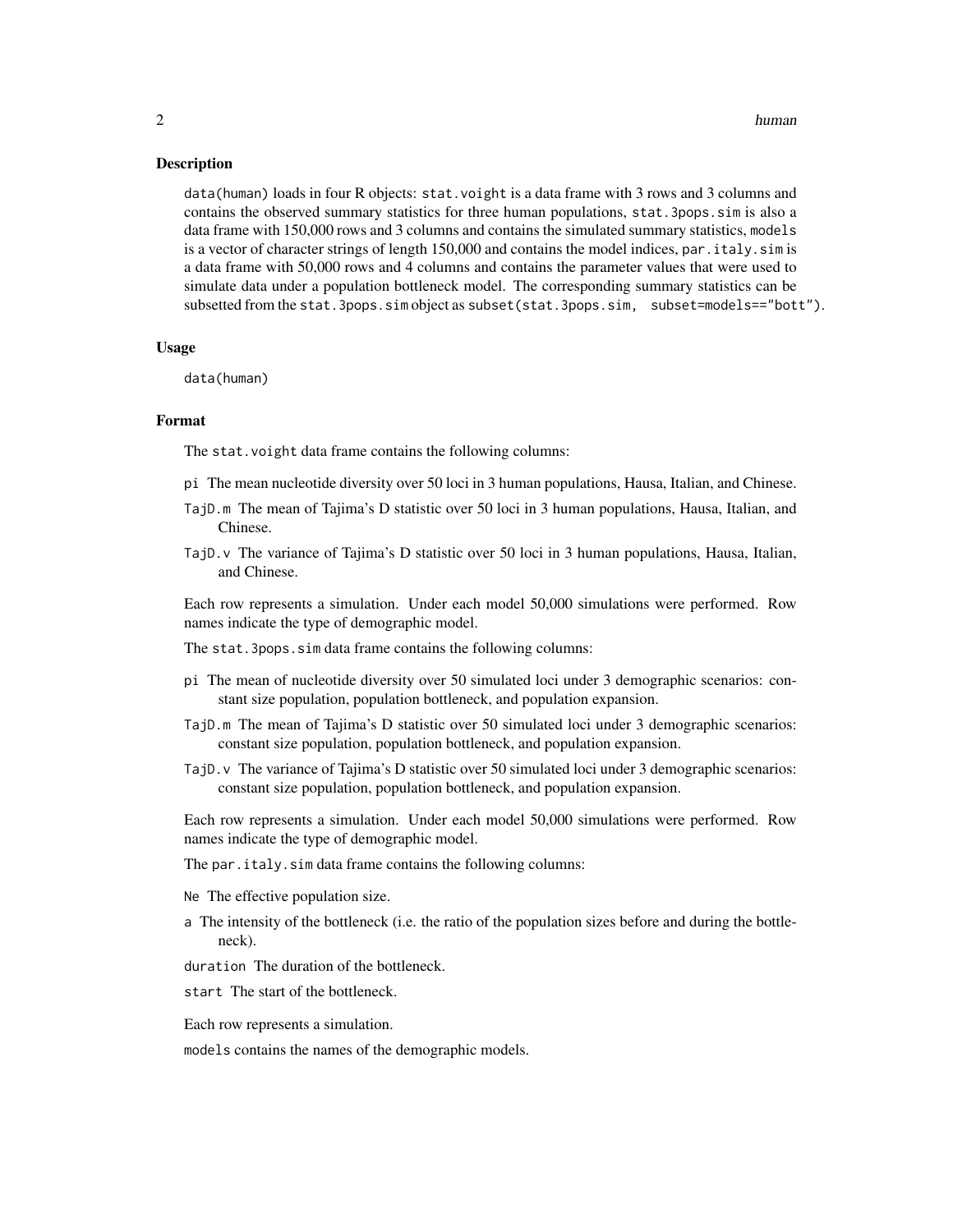## Description

`data(human)` loads in four R objects: `stat.voight` is a data frame with 3 rows and 3 columns and contains the observed summary statistics for three human populations, `stat.3pops.sim` is also a data frame with 150,000 rows and 3 columns and contains the simulated summary statistics, `models` is a vector of character strings of length 150,000 and contains the model indices, `par.italy.sim` is a data frame with 50,000 rows and 4 columns and contains the parameter values that were used to simulate data under a population bottleneck model. The corresponding summary statistics can be subsetted from the `stat.3pops.sim` object as `subset(stat.3pops.sim, subset=models=="bott")`.

## Usage

```
data(human)
```

## Format

The `stat.voight` data frame contains the following columns:

- `pi` The mean nucleotide diversity over 50 loci in 3 human populations, Hausa, Italian, and Chinese.
- `TajD.m` The mean of Tajima's D statistic over 50 loci in 3 human populations, Hausa, Italian, and Chinese.
- `TajD.v` The variance of Tajima's D statistic over 50 loci in 3 human populations, Hausa, Italian, and Chinese.

Each row represents a simulation. Under each model 50,000 simulations were performed. Row names indicate the type of demographic model.

The `stat.3pops.sim` data frame contains the following columns:

- `pi` The mean of nucleotide diversity over 50 simulated loci under 3 demographic scenarios: constant size population, population bottleneck, and population expansion.
- `TajD.m` The mean of Tajima's D statistic over 50 simulated loci under 3 demographic scenarios: constant size population, population bottleneck, and population expansion.
- `TajD.v` The variance of Tajima's D statistic over 50 simulated loci under 3 demographic scenarios: constant size population, population bottleneck, and population expansion.

Each row represents a simulation. Under each model 50,000 simulations were performed. Row names indicate the type of demographic model.

The `par.italy.sim` data frame contains the following columns:

- `Ne` The effective population size.
- `a` The intensity of the bottleneck (i.e. the ratio of the population sizes before and during the bottleneck).
- `duration` The duration of the bottleneck.
- `start` The start of the bottleneck.

Each row represents a simulation.

`models` contains the names of the demographic models.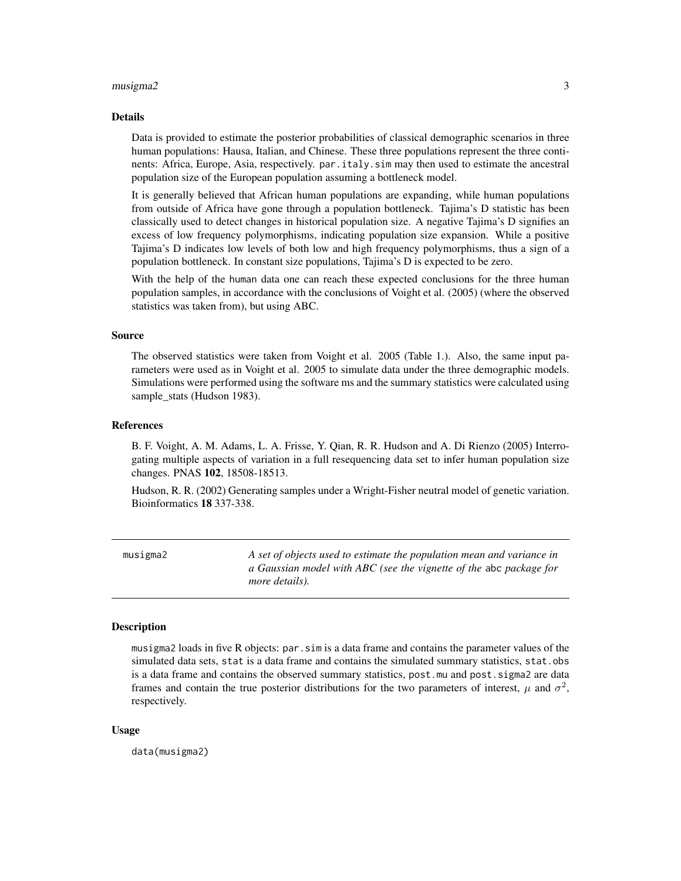### Details

Data is provided to estimate the posterior probabilities of classical demographic scenarios in three human populations: Hausa, Italian, and Chinese. These three populations represent the three continents: Africa, Europe, Asia, respectively. `par.italy.sim` may then used to estimate the ancestral population size of the European population assuming a bottleneck model.

It is generally believed that African human populations are expanding, while human populations from outside of Africa have gone through a population bottleneck. Tajima's D statistic has been classically used to detect changes in historical population size. A negative Tajima's D signifies an excess of low frequency polymorphisms, indicating population size expansion. While a positive Tajima's D indicates low levels of both low and high frequency polymorphisms, thus a sign of a population bottleneck. In constant size populations, Tajima's D is expected to be zero.

With the help of the `human` data one can reach these expected conclusions for the three human population samples, in accordance with the conclusions of Voight et al. (2005) (where the observed statistics was taken from), but using ABC.

### Source

The observed statistics were taken from Voight et al. 2005 (Table 1.). Also, the same input parameters were used as in Voight et al. 2005 to simulate data under the three demographic models. Simulations were performed using the software ms and the summary statistics were calculated using sample_stats (Hudson 1983).

### References

B. F. Voight, A. M. Adams, L. A. Frisse, Y. Qian, R. R. Hudson and A. Di Rienzo (2005) Interrogating multiple aspects of variation in a full resequencing data set to infer human population size changes. PNAS **102**, 18508-18513.

Hudson, R. R. (2002) Generating samples under a Wright-Fisher neutral model of genetic variation. Bioinformatics **18** 337-338.

---

## musigma2 — *A set of objects used to estimate the population mean and variance in a Gaussian model with ABC (see the vignette of the* `abc` *package for more details).*

### Description

`musigma2` loads in five R objects: `par.sim` is a data frame and contains the parameter values of the simulated data sets, `stat` is a data frame and contains the simulated summary statistics, `stat.obs` is a data frame and contains the observed summary statistics, `post.mu` and `post.sigma2` are data frames and contain the true posterior distributions for the two parameters of interest, $\mu$ and $\sigma^2$, respectively.

### Usage

```
data(musigma2)
```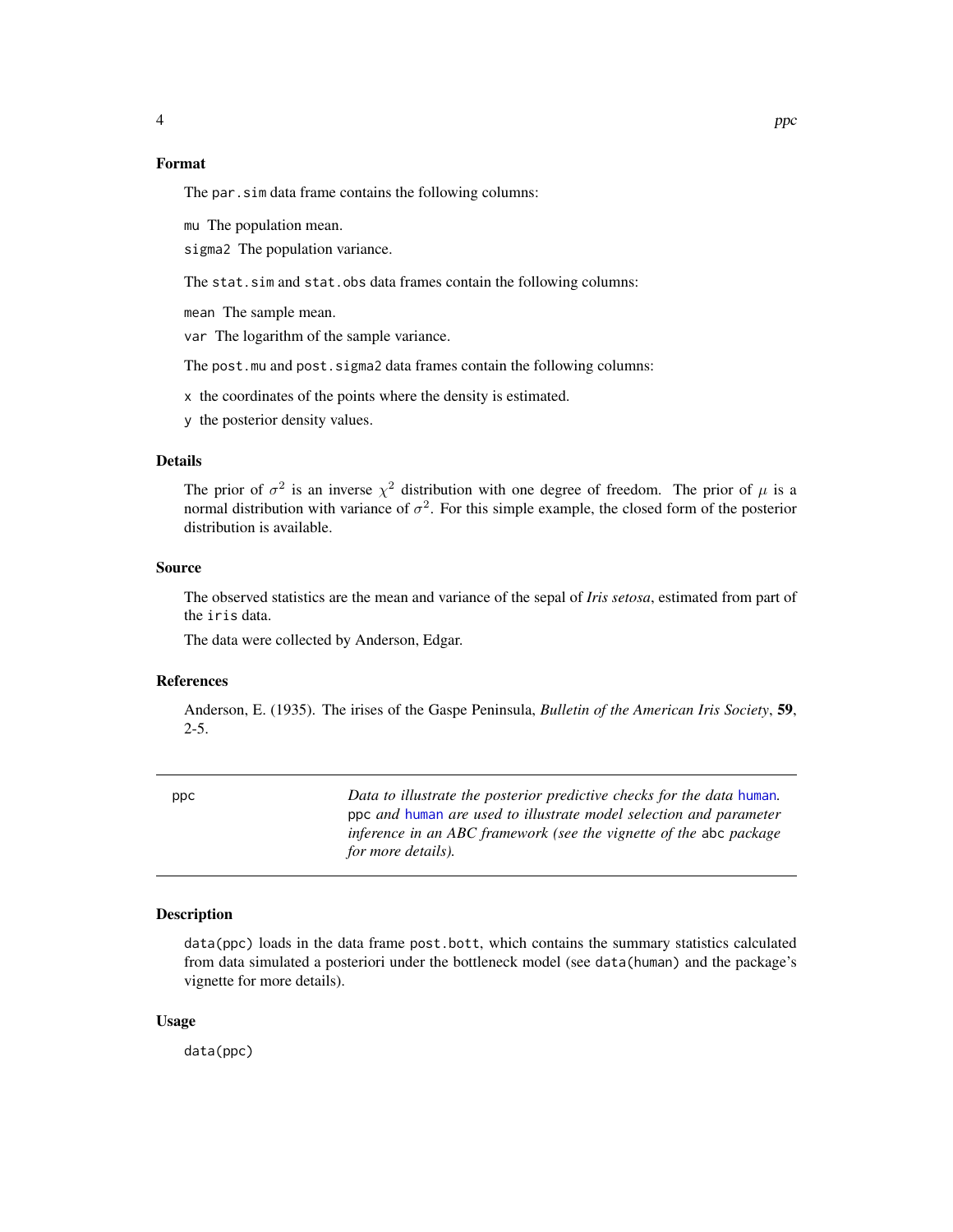### Format

The `par.sim` data frame contains the following columns:

`mu` The population mean.

`sigma2` The population variance.

The `stat.sim` and `stat.obs` data frames contain the following columns:

`mean` The sample mean.

`var` The logarithm of the sample variance.

The `post.mu` and `post.sigma2` data frames contain the following columns:

`x` the coordinates of the points where the density is estimated.

`y` the posterior density values.

### Details

The prior of $\sigma^2$ is an inverse $\chi^2$ distribution with one degree of freedom. The prior of $\mu$ is a normal distribution with variance of $\sigma^2$. For this simple example, the closed form of the posterior distribution is available.

### Source

The observed statistics are the mean and variance of the sepal of *Iris setosa*, estimated from part of the `iris` data.

The data were collected by Anderson, Edgar.

### References

Anderson, E. (1935). The irises of the Gaspe Peninsula, *Bulletin of the American Iris Society*, **59**, 2-5.

---

## ppc

*Data to illustrate the posterior predictive checks for the data* `human`*.* `ppc` *and* `human` *are used to illustrate model selection and parameter inference in an ABC framework (see the vignette of the* `abc` *package for more details).*

---

### Description

`data(ppc)` loads in the data frame `post.bott`, which contains the summary statistics calculated from data simulated a posteriori under the bottleneck model (see `data(human)` and the package's vignette for more details).

### Usage

```
data(ppc)
```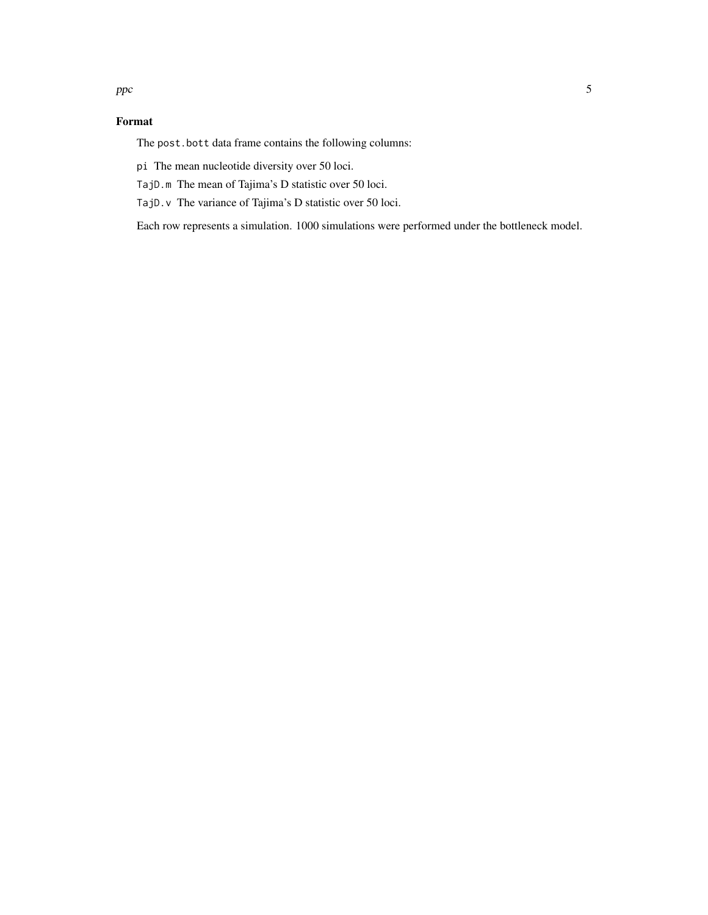## Format

The `post.bott` data frame contains the following columns:

- `pi` The mean nucleotide diversity over 50 loci.
- `TajD.m` The mean of Tajima's D statistic over 50 loci.
- `TajD.v` The variance of Tajima's D statistic over 50 loci.

Each row represents a simulation. 1000 simulations were performed under the bottleneck model.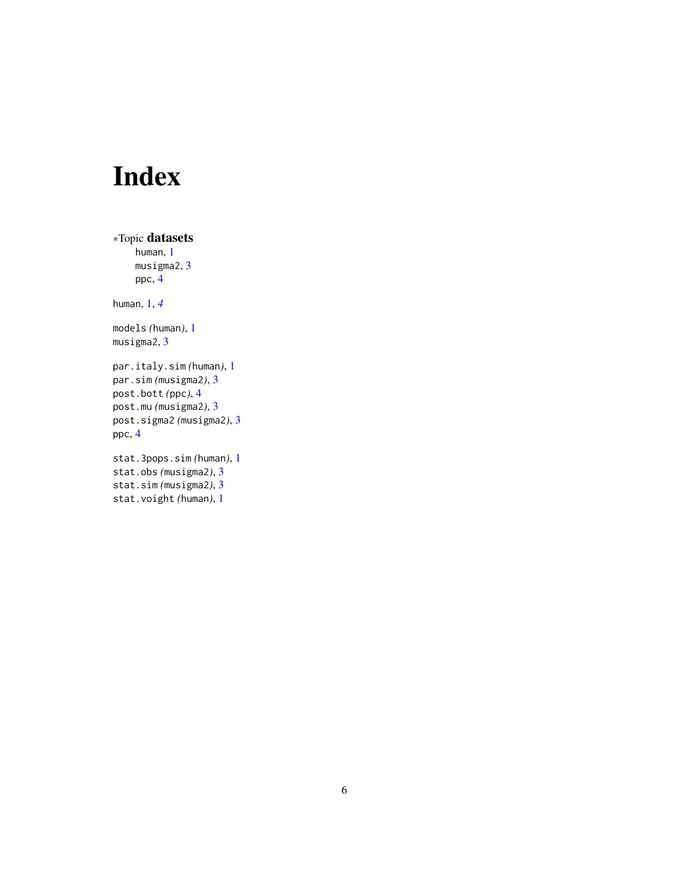# Index

*Topic **datasets**
- human, 1
- musigma2, 3
- ppc, 4

human, 1, *4*

models (human), 1
musigma2, 3

par.italy.sim (human), 1
par.sim (musigma2), 3
post.bott (ppc), 4
post.mu (musigma2), 3
post.sigma2 (musigma2), 3
ppc, 4

stat.3pops.sim (human), 1
stat.obs (musigma2), 3
stat.sim (musigma2), 3
stat.voight (human), 1